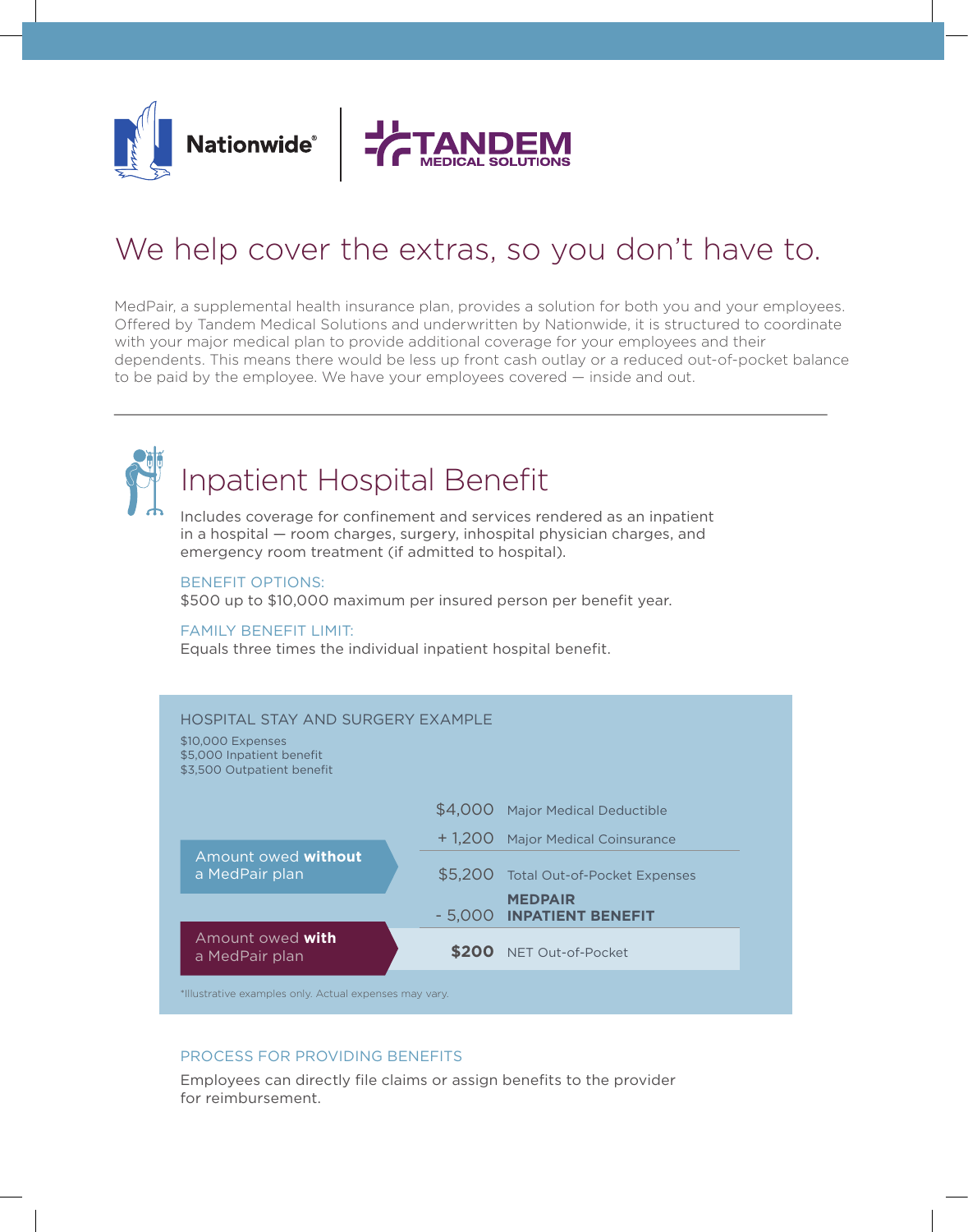Nationwide® | TANDEM MEDICAL SOLUTIONS

# We help cover the extras, so you don't have to.

MedPair, a supplemental health insurance plan, provides a solution for both you and your employees. Offered by Tandem Medical Solutions and underwritten by Nationwide, it is structured to coordinate with your major medical plan to provide additional coverage for your employees and their dependents. This means there would be less up front cash outlay or a reduced out-of-pocket balance to be paid by the employee. We have your employees covered — inside and out.

---

## Inpatient Hospital Benefit

Includes coverage for confinement and services rendered as an inpatient in a hospital — room charges, surgery, inhospital physician charges, and emergency room treatment (if admitted to hospital).

BENEFIT OPTIONS:
$500 up to $10,000 maximum per insured person per benefit year.

FAMILY BENEFIT LIMIT:
Equals three times the individual inpatient hospital benefit.

### HOSPITAL STAY AND SURGERY EXAMPLE

$10,000 Expenses
$5,000 Inpatient benefit
$3,500 Outpatient benefit

| | Amount | Description |
|---|---|---|
| | $4,000 | Major Medical Deductible |
| | + 1,200 | Major Medical Coinsurance |
| Amount owed **without** a MedPair plan | $5,200 | Total Out-of-Pocket Expenses |
| | - 5,000 | **MEDPAIR INPATIENT BENEFIT** |
| Amount owed **with** a MedPair plan | **$200** | NET Out-of-Pocket |

*Illustrative examples only. Actual expenses may vary.

PROCESS FOR PROVIDING BENEFITS

Employees can directly file claims or assign benefits to the provider for reimbursement.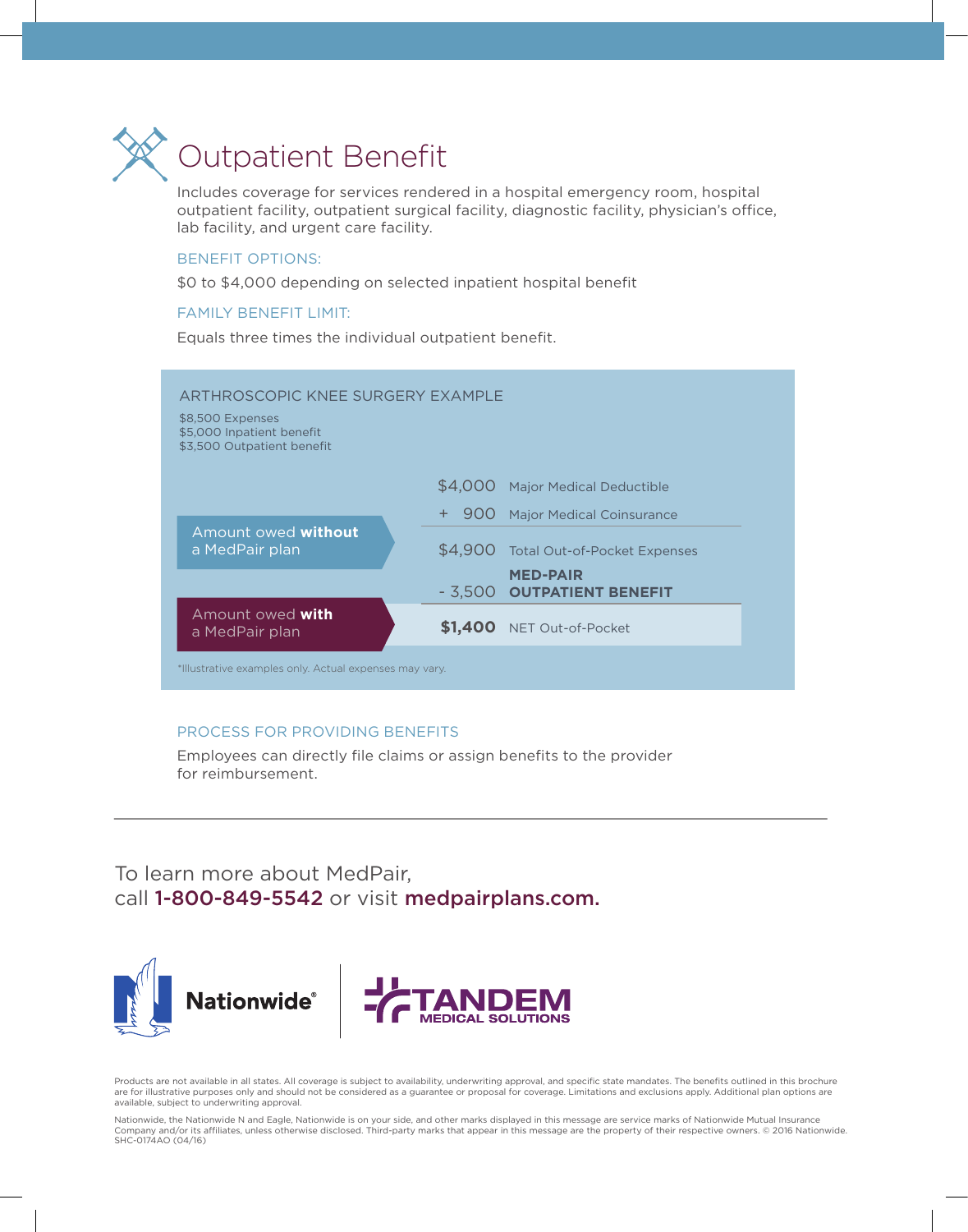# Outpatient Benefit

Includes coverage for services rendered in a hospital emergency room, hospital outpatient facility, outpatient surgical facility, diagnostic facility, physician's office, lab facility, and urgent care facility.

### BENEFIT OPTIONS:

$0 to $4,000 depending on selected inpatient hospital benefit

### FAMILY BENEFIT LIMIT:

Equals three times the individual outpatient benefit.

### ARTHROSCOPIC KNEE SURGERY EXAMPLE

$8,500 Expenses
$5,000 Inpatient benefit
$3,500 Outpatient benefit

| | | |
|---|---|---|
| | $4,000 | Major Medical Deductible |
| | + 900 | Major Medical Coinsurance |
| Amount owed **without** a MedPair plan | $4,900 | Total Out-of-Pocket Expenses |
| | - 3,500 | **MED-PAIR OUTPATIENT BENEFIT** |
| Amount owed **with** a MedPair plan | **$1,400** | NET Out-of-Pocket |

*Illustrative examples only. Actual expenses may vary.

### PROCESS FOR PROVIDING BENEFITS

Employees can directly file claims or assign benefits to the provider for reimbursement.

---

To learn more about MedPair,
call **1-800-849-5542** or visit **medpairplans.com.**

Nationwide®

TANDEM MEDICAL SOLUTIONS

Products are not available in all states. All coverage is subject to availability, underwriting approval, and specific state mandates. The benefits outlined in this brochure are for illustrative purposes only and should not be considered as a guarantee or proposal for coverage. Limitations and exclusions apply. Additional plan options are available, subject to underwriting approval.

Nationwide, the Nationwide N and Eagle, Nationwide is on your side, and other marks displayed in this message are service marks of Nationwide Mutual Insurance Company and/or its affiliates, unless otherwise disclosed. Third-party marks that appear in this message are the property of their respective owners. © 2016 Nationwide. SHC-0174AO (04/16)